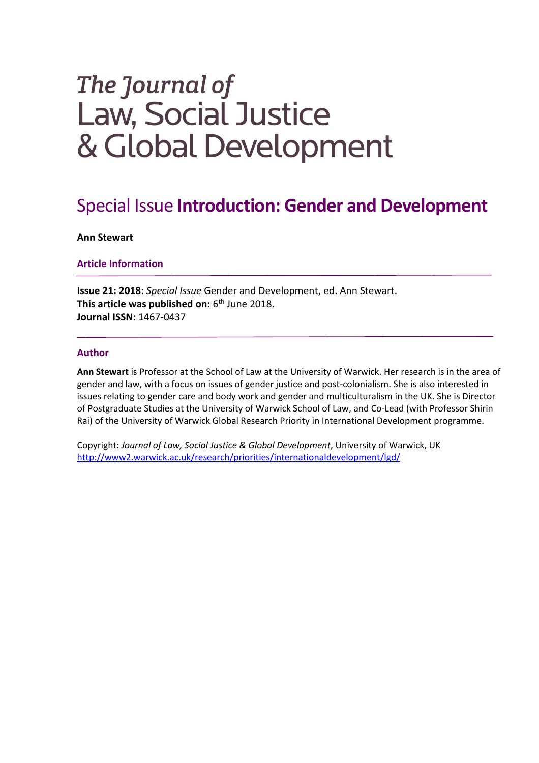# *The Journal of* Law, Social Justice & Global Development

## Special Issue **Introduction: Gender and Development**

**Ann Stewart**

### Article Information

**Issue 21: 2018**: *Special Issue* Gender and Development, ed. Ann Stewart.
**This article was published on:** 6th June 2018.
**Journal ISSN:** 1467-0437

### Author

**Ann Stewart** is Professor at the School of Law at the University of Warwick. Her research is in the area of gender and law, with a focus on issues of gender justice and post-colonialism. She is also interested in issues relating to gender care and body work and gender and multiculturalism in the UK. She is Director of Postgraduate Studies at the University of Warwick School of Law, and Co-Lead (with Professor Shirin Rai) of the University of Warwick Global Research Priority in International Development programme.

Copyright: *Journal of Law, Social Justice & Global Development*, University of Warwick, UK
http://www2.warwick.ac.uk/research/priorities/internationaldevelopment/lgd/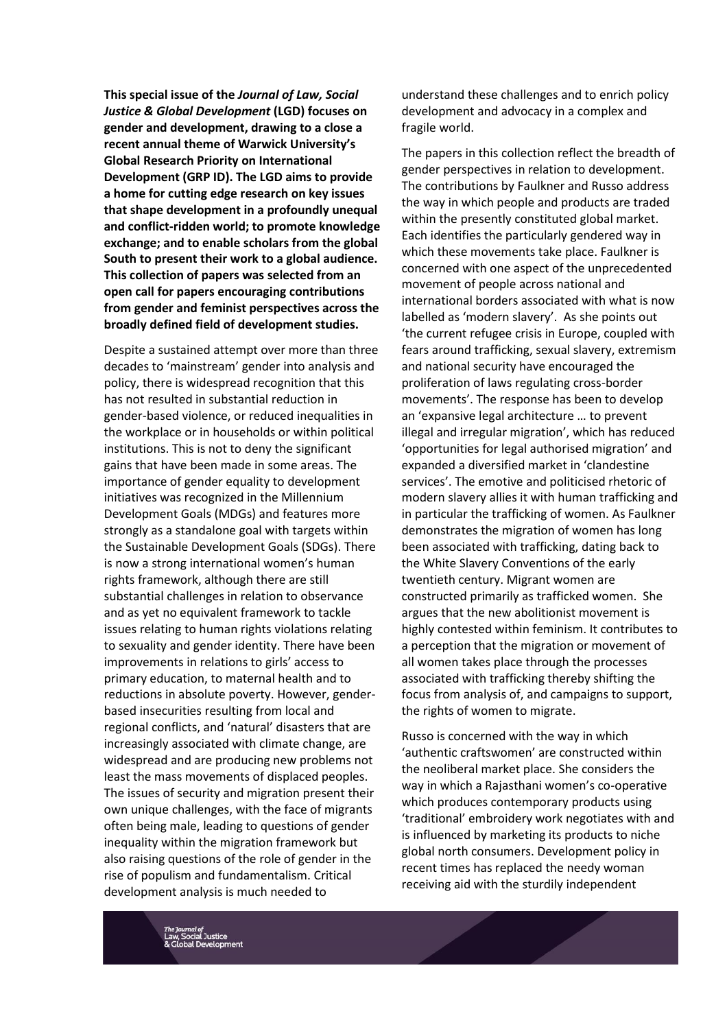**This special issue of the *Journal of Law, Social Justice & Global Development* (LGD) focuses on gender and development, drawing to a close a recent annual theme of Warwick University's Global Research Priority on International Development (GRP ID). The LGD aims to provide a home for cutting edge research on key issues that shape development in a profoundly unequal and conflict-ridden world; to promote knowledge exchange; and to enable scholars from the global South to present their work to a global audience. This collection of papers was selected from an open call for papers encouraging contributions from gender and feminist perspectives across the broadly defined field of development studies.**

Despite a sustained attempt over more than three decades to 'mainstream' gender into analysis and policy, there is widespread recognition that this has not resulted in substantial reduction in gender-based violence, or reduced inequalities in the workplace or in households or within political institutions. This is not to deny the significant gains that have been made in some areas. The importance of gender equality to development initiatives was recognized in the Millennium Development Goals (MDGs) and features more strongly as a standalone goal with targets within the Sustainable Development Goals (SDGs). There is now a strong international women's human rights framework, although there are still substantial challenges in relation to observance and as yet no equivalent framework to tackle issues relating to human rights violations relating to sexuality and gender identity. There have been improvements in relations to girls' access to primary education, to maternal health and to reductions in absolute poverty. However, gender-based insecurities resulting from local and regional conflicts, and 'natural' disasters that are increasingly associated with climate change, are widespread and are producing new problems not least the mass movements of displaced peoples. The issues of security and migration present their own unique challenges, with the face of migrants often being male, leading to questions of gender inequality within the migration framework but also raising questions of the role of gender in the rise of populism and fundamentalism. Critical development analysis is much needed to understand these challenges and to enrich policy development and advocacy in a complex and fragile world.

The papers in this collection reflect the breadth of gender perspectives in relation to development. The contributions by Faulkner and Russo address the way in which people and products are traded within the presently constituted global market. Each identifies the particularly gendered way in which these movements take place. Faulkner is concerned with one aspect of the unprecedented movement of people across national and international borders associated with what is now labelled as 'modern slavery'. As she points out 'the current refugee crisis in Europe, coupled with fears around trafficking, sexual slavery, extremism and national security have encouraged the proliferation of laws regulating cross-border movements'. The response has been to develop an 'expansive legal architecture … to prevent illegal and irregular migration', which has reduced 'opportunities for legal authorised migration' and expanded a diversified market in 'clandestine services'. The emotive and politicised rhetoric of modern slavery allies it with human trafficking and in particular the trafficking of women. As Faulkner demonstrates the migration of women has long been associated with trafficking, dating back to the White Slavery Conventions of the early twentieth century. Migrant women are constructed primarily as trafficked women. She argues that the new abolitionist movement is highly contested within feminism. It contributes to a perception that the migration or movement of all women takes place through the processes associated with trafficking thereby shifting the focus from analysis of, and campaigns to support, the rights of women to migrate.

Russo is concerned with the way in which 'authentic craftswomen' are constructed within the neoliberal market place. She considers the way in which a Rajasthani women's co-operative which produces contemporary products using 'traditional' embroidery work negotiates with and is influenced by marketing its products to niche global north consumers. Development policy in recent times has replaced the needy woman receiving aid with the sturdily independent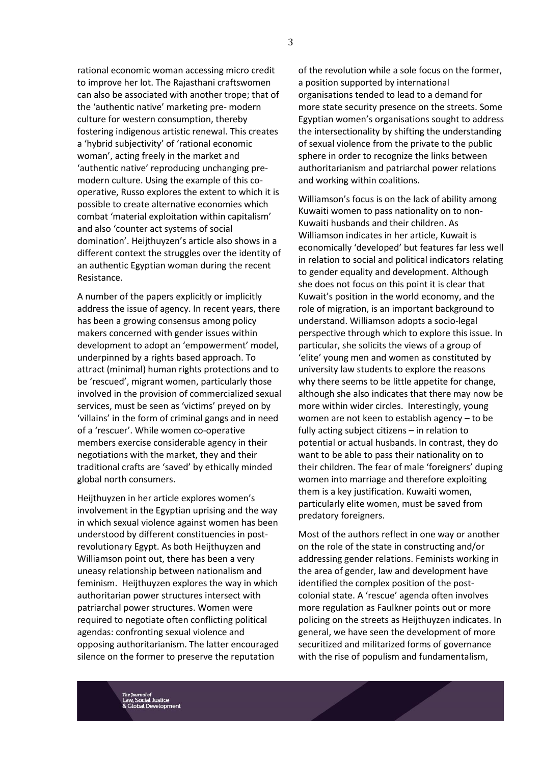rational economic woman accessing micro credit to improve her lot. The Rajasthani craftswomen can also be associated with another trope; that of the 'authentic native' marketing pre- modern culture for western consumption, thereby fostering indigenous artistic renewal. This creates a 'hybrid subjectivity' of 'rational economic woman', acting freely in the market and 'authentic native' reproducing unchanging pre-modern culture. Using the example of this co-operative, Russo explores the extent to which it is possible to create alternative economies which combat 'material exploitation within capitalism' and also 'counter act systems of social domination'. Heijthuyzen's article also shows in a different context the struggles over the identity of an authentic Egyptian woman during the recent Resistance.

A number of the papers explicitly or implicitly address the issue of agency. In recent years, there has been a growing consensus among policy makers concerned with gender issues within development to adopt an 'empowerment' model, underpinned by a rights based approach. To attract (minimal) human rights protections and to be 'rescued', migrant women, particularly those involved in the provision of commercialized sexual services, must be seen as 'victims' preyed on by 'villains' in the form of criminal gangs and in need of a 'rescuer'. While women co-operative members exercise considerable agency in their negotiations with the market, they and their traditional crafts are 'saved' by ethically minded global north consumers.

Heijthuyzen in her article explores women's involvement in the Egyptian uprising and the way in which sexual violence against women has been understood by different constituencies in post-revolutionary Egypt. As both Heijthuyzen and Williamson point out, there has been a very uneasy relationship between nationalism and feminism. Heijthuyzen explores the way in which authoritarian power structures intersect with patriarchal power structures. Women were required to negotiate often conflicting political agendas: confronting sexual violence and opposing authoritarianism. The latter encouraged silence on the former to preserve the reputation of the revolution while a sole focus on the former, a position supported by international organisations tended to lead to a demand for more state security presence on the streets. Some Egyptian women's organisations sought to address the intersectionality by shifting the understanding of sexual violence from the private to the public sphere in order to recognize the links between authoritarianism and patriarchal power relations and working within coalitions.

Williamson's focus is on the lack of ability among Kuwaiti women to pass nationality on to non-Kuwaiti husbands and their children. As Williamson indicates in her article, Kuwait is economically 'developed' but features far less well in relation to social and political indicators relating to gender equality and development. Although she does not focus on this point it is clear that Kuwait's position in the world economy, and the role of migration, is an important background to understand. Williamson adopts a socio-legal perspective through which to explore this issue. In particular, she solicits the views of a group of 'elite' young men and women as constituted by university law students to explore the reasons why there seems to be little appetite for change, although she also indicates that there may now be more within wider circles. Interestingly, young women are not keen to establish agency – to be fully acting subject citizens – in relation to potential or actual husbands. In contrast, they do want to be able to pass their nationality on to their children. The fear of male 'foreigners' duping women into marriage and therefore exploiting them is a key justification. Kuwaiti women, particularly elite women, must be saved from predatory foreigners.

Most of the authors reflect in one way or another on the role of the state in constructing and/or addressing gender relations. Feminists working in the area of gender, law and development have identified the complex position of the post-colonial state. A 'rescue' agenda often involves more regulation as Faulkner points out or more policing on the streets as Heijthuyzen indicates. In general, we have seen the development of more securitized and militarized forms of governance with the rise of populism and fundamentalism,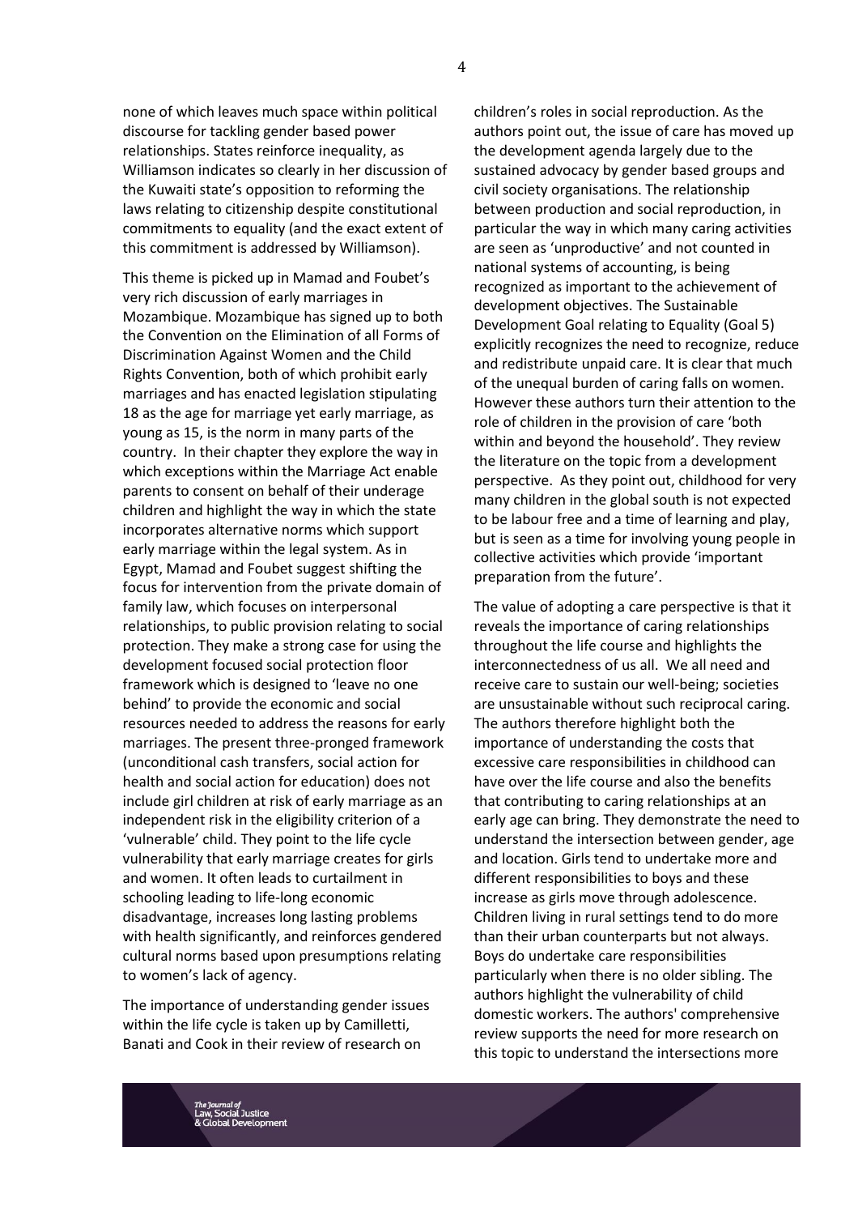none of which leaves much space within political discourse for tackling gender based power relationships. States reinforce inequality, as Williamson indicates so clearly in her discussion of the Kuwaiti state's opposition to reforming the laws relating to citizenship despite constitutional commitments to equality (and the exact extent of this commitment is addressed by Williamson).

This theme is picked up in Mamad and Foubet's very rich discussion of early marriages in Mozambique. Mozambique has signed up to both the Convention on the Elimination of all Forms of Discrimination Against Women and the Child Rights Convention, both of which prohibit early marriages and has enacted legislation stipulating 18 as the age for marriage yet early marriage, as young as 15, is the norm in many parts of the country. In their chapter they explore the way in which exceptions within the Marriage Act enable parents to consent on behalf of their underage children and highlight the way in which the state incorporates alternative norms which support early marriage within the legal system. As in Egypt, Mamad and Foubet suggest shifting the focus for intervention from the private domain of family law, which focuses on interpersonal relationships, to public provision relating to social protection. They make a strong case for using the development focused social protection floor framework which is designed to 'leave no one behind' to provide the economic and social resources needed to address the reasons for early marriages. The present three-pronged framework (unconditional cash transfers, social action for health and social action for education) does not include girl children at risk of early marriage as an independent risk in the eligibility criterion of a 'vulnerable' child. They point to the life cycle vulnerability that early marriage creates for girls and women. It often leads to curtailment in schooling leading to life-long economic disadvantage, increases long lasting problems with health significantly, and reinforces gendered cultural norms based upon presumptions relating to women's lack of agency.

The importance of understanding gender issues within the life cycle is taken up by Camilletti, Banati and Cook in their review of research on children's roles in social reproduction. As the authors point out, the issue of care has moved up the development agenda largely due to the sustained advocacy by gender based groups and civil society organisations. The relationship between production and social reproduction, in particular the way in which many caring activities are seen as 'unproductive' and not counted in national systems of accounting, is being recognized as important to the achievement of development objectives. The Sustainable Development Goal relating to Equality (Goal 5) explicitly recognizes the need to recognize, reduce and redistribute unpaid care. It is clear that much of the unequal burden of caring falls on women. However these authors turn their attention to the role of children in the provision of care 'both within and beyond the household'. They review the literature on the topic from a development perspective. As they point out, childhood for very many children in the global south is not expected to be labour free and a time of learning and play, but is seen as a time for involving young people in collective activities which provide 'important preparation from the future'.

The value of adopting a care perspective is that it reveals the importance of caring relationships throughout the life course and highlights the interconnectedness of us all. We all need and receive care to sustain our well-being; societies are unsustainable without such reciprocal caring. The authors therefore highlight both the importance of understanding the costs that excessive care responsibilities in childhood can have over the life course and also the benefits that contributing to caring relationships at an early age can bring. They demonstrate the need to understand the intersection between gender, age and location. Girls tend to undertake more and different responsibilities to boys and these increase as girls move through adolescence. Children living in rural settings tend to do more than their urban counterparts but not always. Boys do undertake care responsibilities particularly when there is no older sibling. The authors highlight the vulnerability of child domestic workers. The authors' comprehensive review supports the need for more research on this topic to understand the intersections more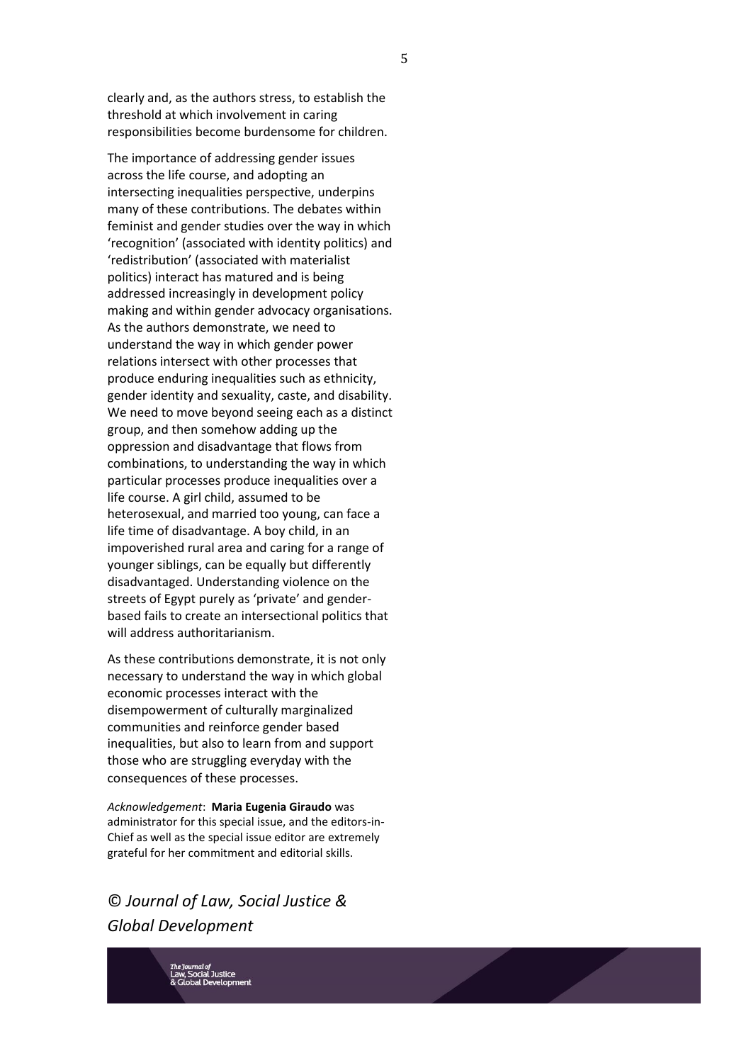clearly and, as the authors stress, to establish the threshold at which involvement in caring responsibilities become burdensome for children.

The importance of addressing gender issues across the life course, and adopting an intersecting inequalities perspective, underpins many of these contributions. The debates within feminist and gender studies over the way in which 'recognition' (associated with identity politics) and 'redistribution' (associated with materialist politics) interact has matured and is being addressed increasingly in development policy making and within gender advocacy organisations. As the authors demonstrate, we need to understand the way in which gender power relations intersect with other processes that produce enduring inequalities such as ethnicity, gender identity and sexuality, caste, and disability. We need to move beyond seeing each as a distinct group, and then somehow adding up the oppression and disadvantage that flows from combinations, to understanding the way in which particular processes produce inequalities over a life course. A girl child, assumed to be heterosexual, and married too young, can face a life time of disadvantage. A boy child, in an impoverished rural area and caring for a range of younger siblings, can be equally but differently disadvantaged. Understanding violence on the streets of Egypt purely as 'private' and gender-based fails to create an intersectional politics that will address authoritarianism.

As these contributions demonstrate, it is not only necessary to understand the way in which global economic processes interact with the disempowerment of culturally marginalized communities and reinforce gender based inequalities, but also to learn from and support those who are struggling everyday with the consequences of these processes.

*Acknowledgement*: **Maria Eugenia Giraudo** was administrator for this special issue, and the editors-in-Chief as well as the special issue editor are extremely grateful for her commitment and editorial skills.

*© Journal of Law, Social Justice & Global Development*